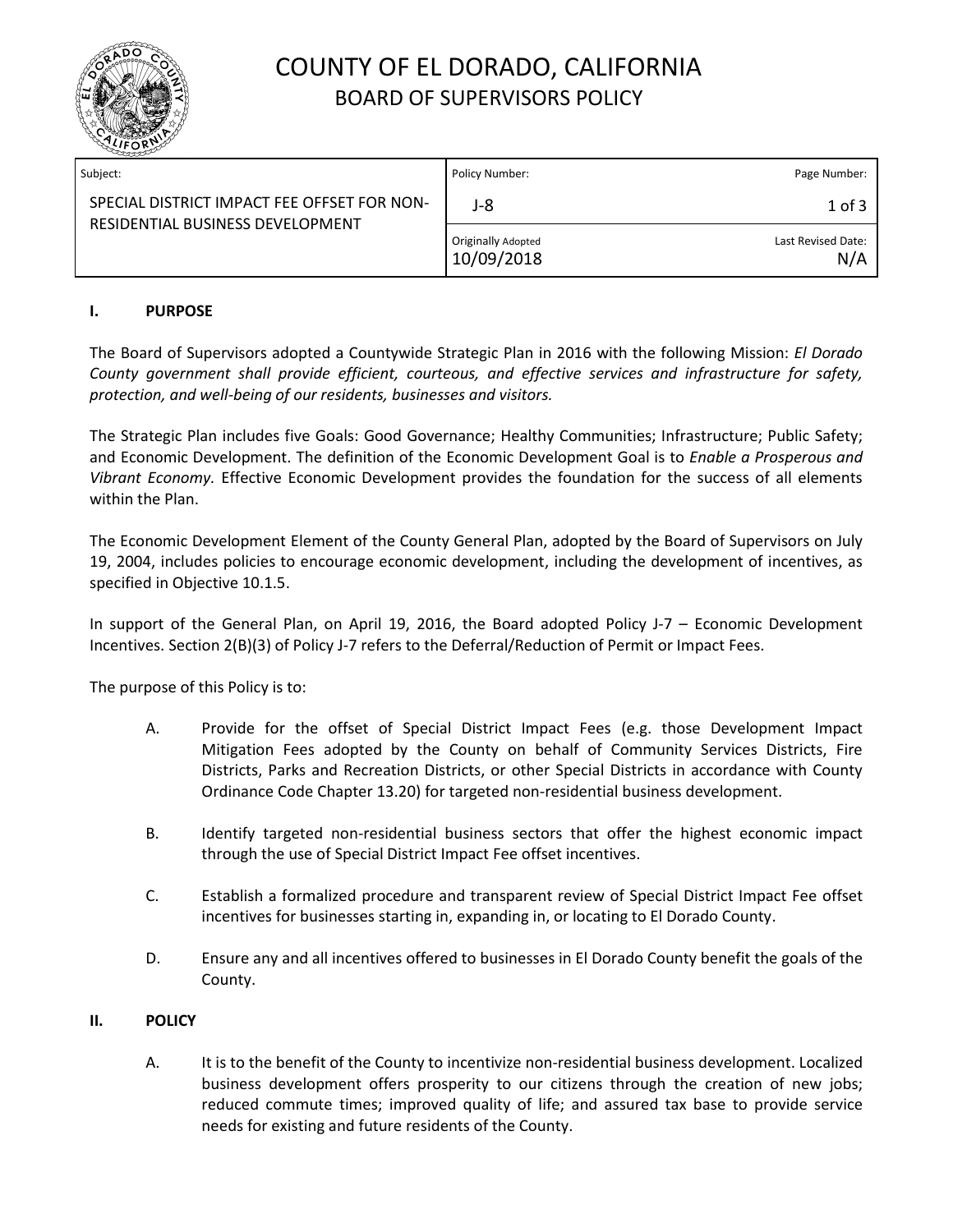# COUNTY OF EL DORADO, CALIFORNIA
## BOARD OF SUPERVISORS POLICY

| Subject: | Policy Number: | Page Number: |
|---|---|---|
| SPECIAL DISTRICT IMPACT FEE OFFSET FOR NON-RESIDENTIAL BUSINESS DEVELOPMENT | J-8 | 1 of 3 |
| | Originally Adopted 10/09/2018 | Last Revised Date: N/A |

### I. PURPOSE

The Board of Supervisors adopted a Countywide Strategic Plan in 2016 with the following Mission: *El Dorado County government shall provide efficient, courteous, and effective services and infrastructure for safety, protection, and well-being of our residents, businesses and visitors.*

The Strategic Plan includes five Goals: Good Governance; Healthy Communities; Infrastructure; Public Safety; and Economic Development. The definition of the Economic Development Goal is to *Enable a Prosperous and Vibrant Economy.* Effective Economic Development provides the foundation for the success of all elements within the Plan.

The Economic Development Element of the County General Plan, adopted by the Board of Supervisors on July 19, 2004, includes policies to encourage economic development, including the development of incentives, as specified in Objective 10.1.5.

In support of the General Plan, on April 19, 2016, the Board adopted Policy J-7 – Economic Development Incentives. Section 2(B)(3) of Policy J-7 refers to the Deferral/Reduction of Permit or Impact Fees.

The purpose of this Policy is to:

A. Provide for the offset of Special District Impact Fees (e.g. those Development Impact Mitigation Fees adopted by the County on behalf of Community Services Districts, Fire Districts, Parks and Recreation Districts, or other Special Districts in accordance with County Ordinance Code Chapter 13.20) for targeted non-residential business development.

B. Identify targeted non-residential business sectors that offer the highest economic impact through the use of Special District Impact Fee offset incentives.

C. Establish a formalized procedure and transparent review of Special District Impact Fee offset incentives for businesses starting in, expanding in, or locating to El Dorado County.

D. Ensure any and all incentives offered to businesses in El Dorado County benefit the goals of the County.

### II. POLICY

A. It is to the benefit of the County to incentivize non-residential business development. Localized business development offers prosperity to our citizens through the creation of new jobs; reduced commute times; improved quality of life; and assured tax base to provide service needs for existing and future residents of the County.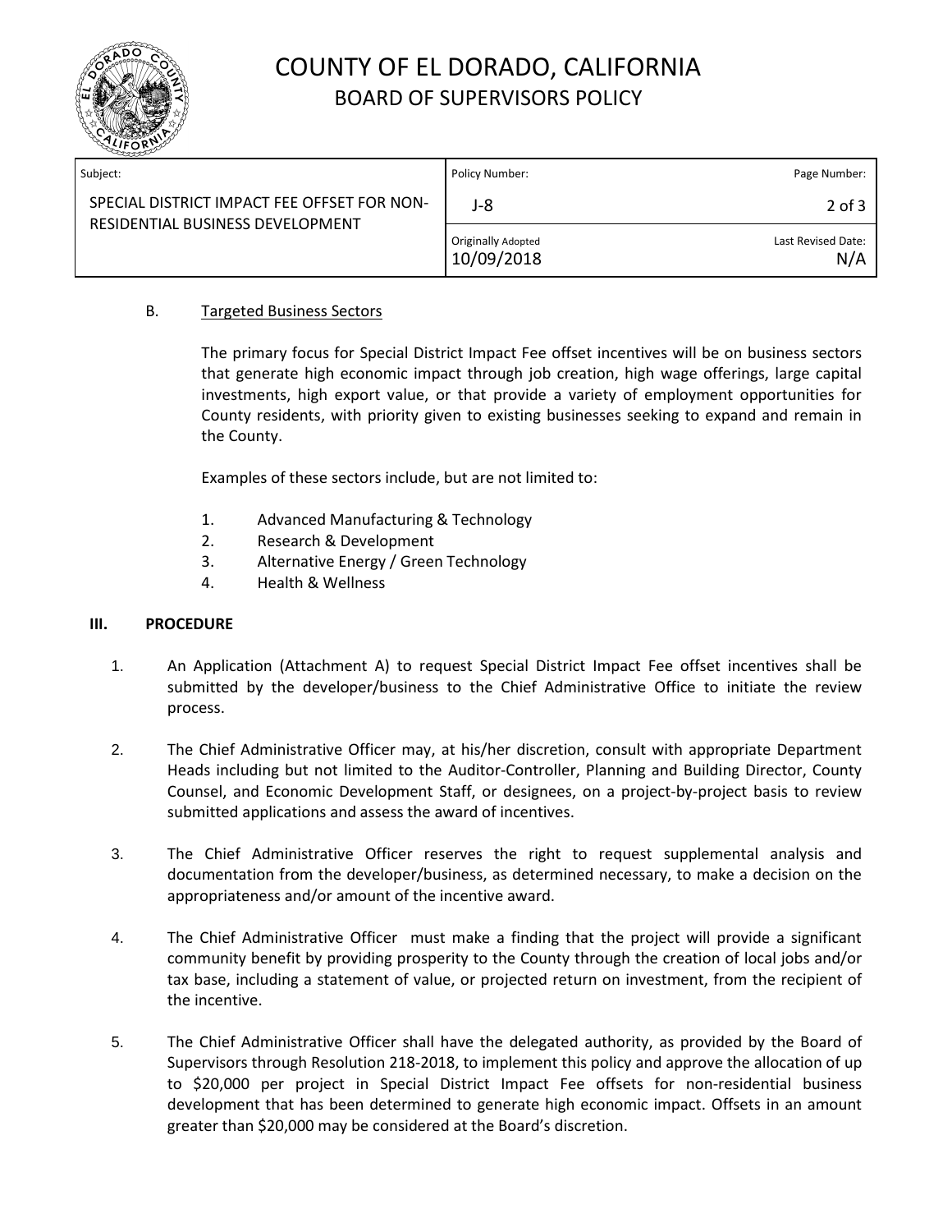B. Targeted Business Sectors

The primary focus for Special District Impact Fee offset incentives will be on business sectors that generate high economic impact through job creation, high wage offerings, large capital investments, high export value, or that provide a variety of employment opportunities for County residents, with priority given to existing businesses seeking to expand and remain in the County.

Examples of these sectors include, but are not limited to:

1. Advanced Manufacturing & Technology
2. Research & Development
3. Alternative Energy / Green Technology
4. Health & Wellness

## III. PROCEDURE

1. An Application (Attachment A) to request Special District Impact Fee offset incentives shall be submitted by the developer/business to the Chief Administrative Office to initiate the review process.

2. The Chief Administrative Officer may, at his/her discretion, consult with appropriate Department Heads including but not limited to the Auditor-Controller, Planning and Building Director, County Counsel, and Economic Development Staff, or designees, on a project-by-project basis to review submitted applications and assess the award of incentives.

3. The Chief Administrative Officer reserves the right to request supplemental analysis and documentation from the developer/business, as determined necessary, to make a decision on the appropriateness and/or amount of the incentive award.

4. The Chief Administrative Officer must make a finding that the project will provide a significant community benefit by providing prosperity to the County through the creation of local jobs and/or tax base, including a statement of value, or projected return on investment, from the recipient of the incentive.

5. The Chief Administrative Officer shall have the delegated authority, as provided by the Board of Supervisors through Resolution 218-2018, to implement this policy and approve the allocation of up to $20,000 per project in Special District Impact Fee offsets for non-residential business development that has been determined to generate high economic impact. Offsets in an amount greater than $20,000 may be considered at the Board's discretion.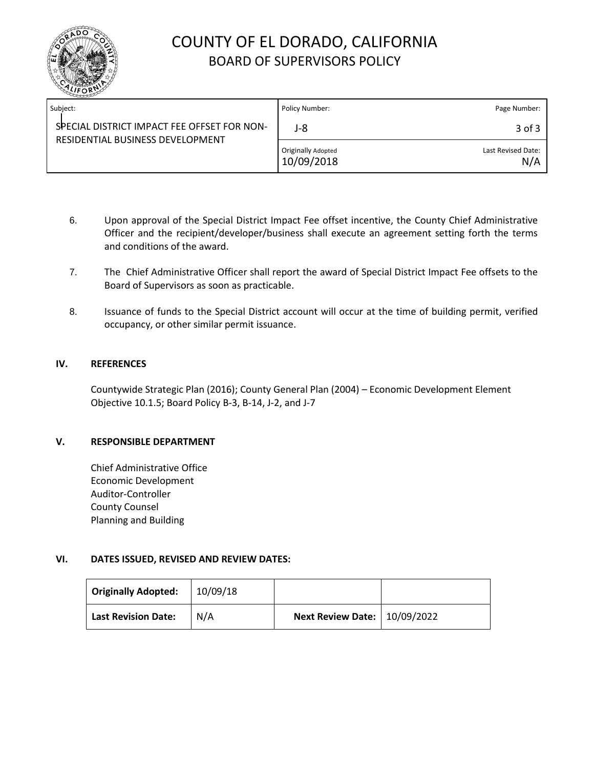6. Upon approval of the Special District Impact Fee offset incentive, the County Chief Administrative Officer and the recipient/developer/business shall execute an agreement setting forth the terms and conditions of the award.

7. The Chief Administrative Officer shall report the award of Special District Impact Fee offsets to the Board of Supervisors as soon as practicable.

8. Issuance of funds to the Special District account will occur at the time of building permit, verified occupancy, or other similar permit issuance.

## IV. REFERENCES

Countywide Strategic Plan (2016); County General Plan (2004) – Economic Development Element Objective 10.1.5; Board Policy B-3, B-14, J-2, and J-7

## V. RESPONSIBLE DEPARTMENT

Chief Administrative Office
Economic Development
Auditor-Controller
County Counsel
Planning and Building

## VI. DATES ISSUED, REVISED AND REVIEW DATES:

| | | | |
|---|---|---|---|
| **Originally Adopted:** | 10/09/18 | | |
| **Last Revision Date:** | N/A | **Next Review Date:** | 10/09/2022 |